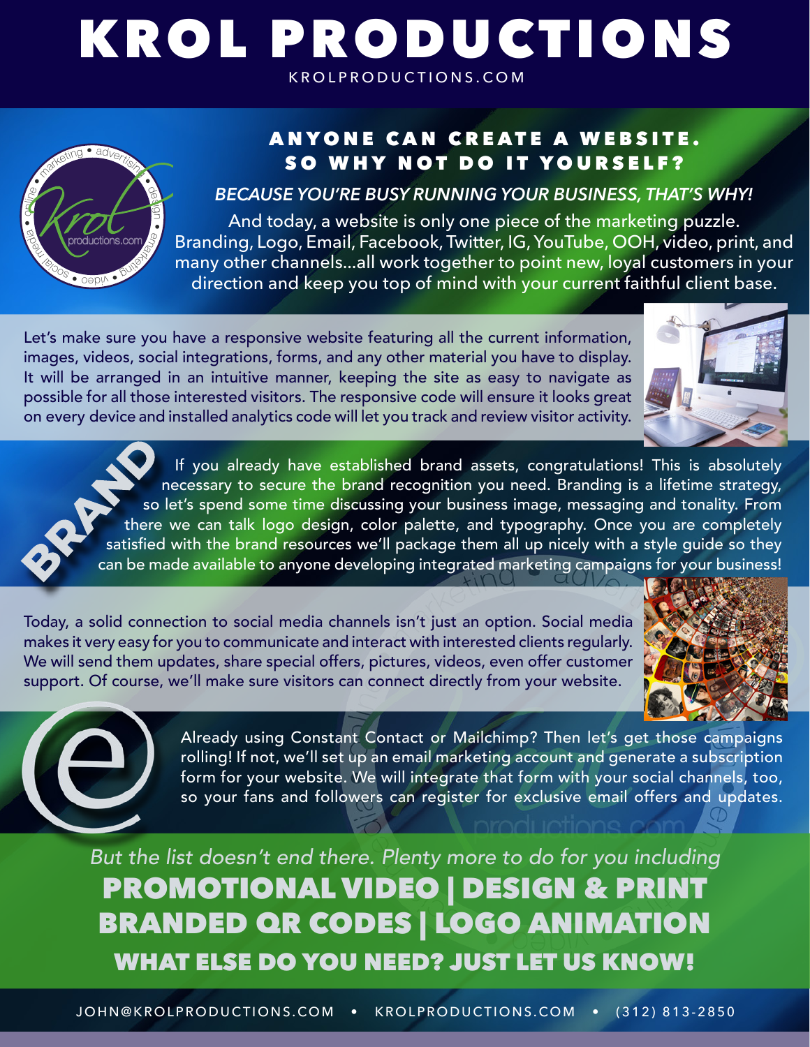# KROL PRODUCTIONS

KROLPRODUCTIONS.COM

## ANYONE CAN CREATE A WEBSITE. SO WHY NOT DO IT YOURSELF?

*BECAUSE YOU'RE BUSY RUNNING YOUR BUSINESS, THAT'S WHY!*

And today, a website is only one piece of the marketing puzzle. Branding, Logo, Email, Facebook, Twitter, IG, YouTube, OOH, video, print, and many other channels...all work together to point new, loyal customers in your direction and keep you top of mind with your current faithful client base.

Let's make sure you have a responsive website featuring all the current information, images, videos, social integrations, forms, and any other material you have to display. It will be arranged in an intuitive manner, keeping the site as easy to navigate as possible for all those interested visitors. The responsive code will ensure it looks great on every device and installed analytics code will let you track and review visitor activity.

**BRAND**

If you already have established brand assets, congratulations! This is absolutely necessary to secure the brand recognition you need. Branding is a lifetime strategy, so let's spend some time discussing your business image, messaging and tonality. From there we can talk logo design, color palette, and typography. Once you are completely satisfied with the brand resources we'll package them all up nicely with a style guide so they can be made available to anyone developing integrated marketing campaigns for your business!

Today, a solid connection to social media channels isn't just an option. Social media makes it very easy for you to communicate and interact with interested clients regularly. We will send them updates, share special offers, pictures, videos, even offer customer support. Of course, we'll make sure visitors can connect directly from your website.

Already using Constant Contact or Mailchimp? Then let's get those campaigns rolling! If not, we'll set up an email marketing account and generate a subscription form for your website. We will integrate that form with your social channels, too, so your fans and followers can register for exclusive email offers and updates.

*But the list doesn't end there. Plenty more to do for you including*

**PROMOTIONAL VIDEO | DESIGN & PRINT**
**BRANDED QR CODES | LOGO ANIMATION**

**WHAT ELSE DO YOU NEED? JUST LET US KNOW!**

JOHN@KROLPRODUCTIONS.COM • KROLPRODUCTIONS.COM • (312) 813-2850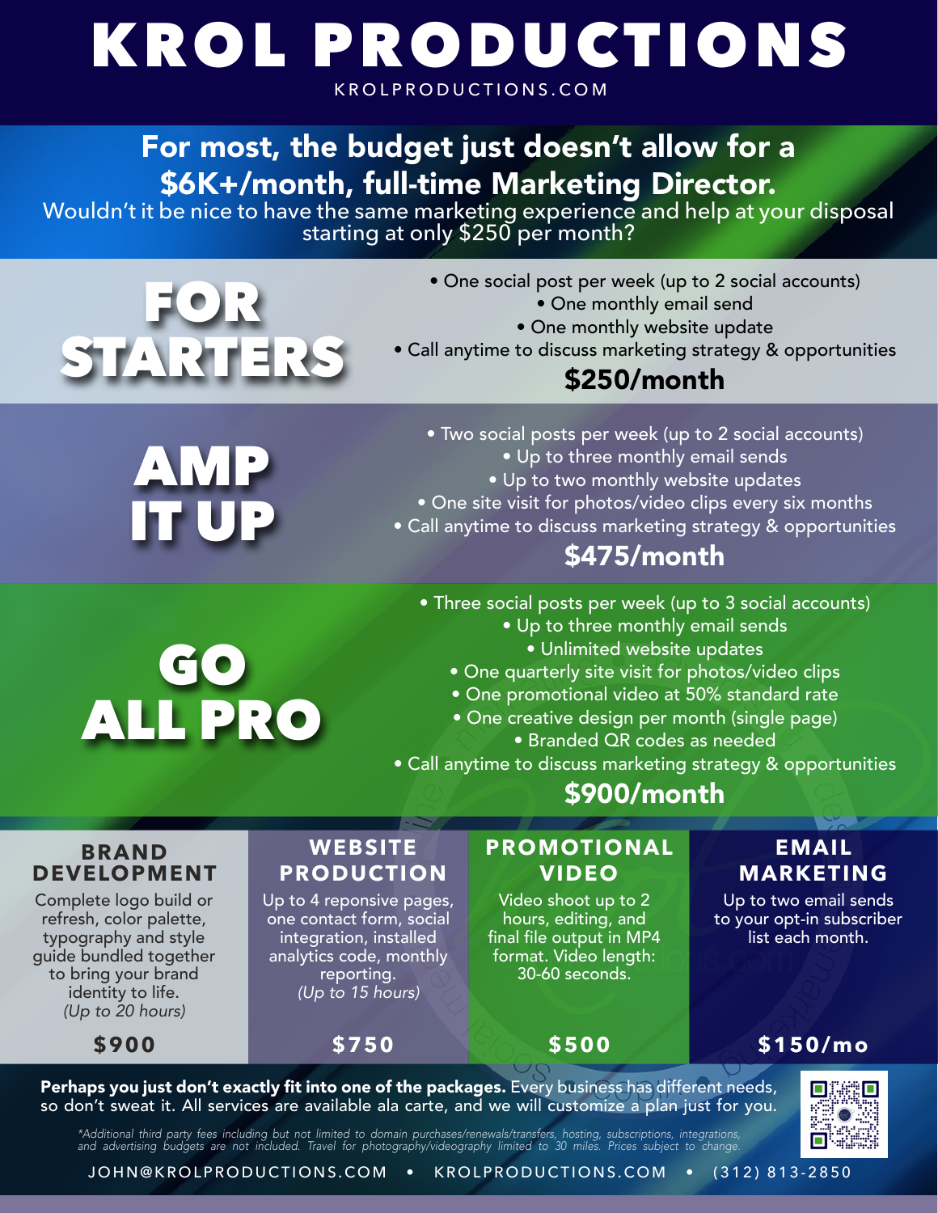# KROL PRODUCTIONS

KROLPRODUCTIONS.COM

## For most, the budget just doesn't allow for a $6K+/month, full-time Marketing Director.

Wouldn't it be nice to have the same marketing experience and help at your disposal starting at only $250 per month?

## FOR STARTERS

- One social post per week (up to 2 social accounts)
- One monthly email send
- One monthly website update
- Call anytime to discuss marketing strategy & opportunities

**$250/month**

## AMP IT UP

- Two social posts per week (up to 2 social accounts)
- Up to three monthly email sends
- Up to two monthly website updates
- One site visit for photos/video clips every six months
- Call anytime to discuss marketing strategy & opportunities

**$475/month**

## GO ALL PRO

- Three social posts per week (up to 3 social accounts)
- Up to three monthly email sends
- Unlimited website updates
- One quarterly site visit for photos/video clips
- One promotional video at 50% standard rate
- One creative design per month (single page)
- Branded QR codes as needed
- Call anytime to discuss marketing strategy & opportunities

**$900/month**

### BRAND DEVELOPMENT

Complete logo build or refresh, color palette, typography and style guide bundled together to bring your brand identity to life.
*(Up to 20 hours)*

**$900**

### WEBSITE PRODUCTION

Up to 4 reponsive pages, one contact form, social integration, installed analytics code, monthly reporting.
*(Up to 15 hours)*

**$750**

### PROMOTIONAL VIDEO

Video shoot up to 2 hours, editing, and final file output in MP4 format. Video length: 30-60 seconds.

**$500**

### EMAIL MARKETING

Up to two email sends to your opt-in subscriber list each month.

**$150/mo**

**Perhaps you just don't exactly fit into one of the packages.** Every business has different needs, so don't sweat it. All services are available ala carte, and we will customize a plan just for you.

*\*Additional third party fees including but not limited to domain purchases/renewals/transfers, hosting, subscriptions, integrations, and advertising budgets are not included. Travel for photography/videography limited to 30 miles. Prices subject to change.*

JOHN@KROLPRODUCTIONS.COM • KROLPRODUCTIONS.COM • (312) 813-2850